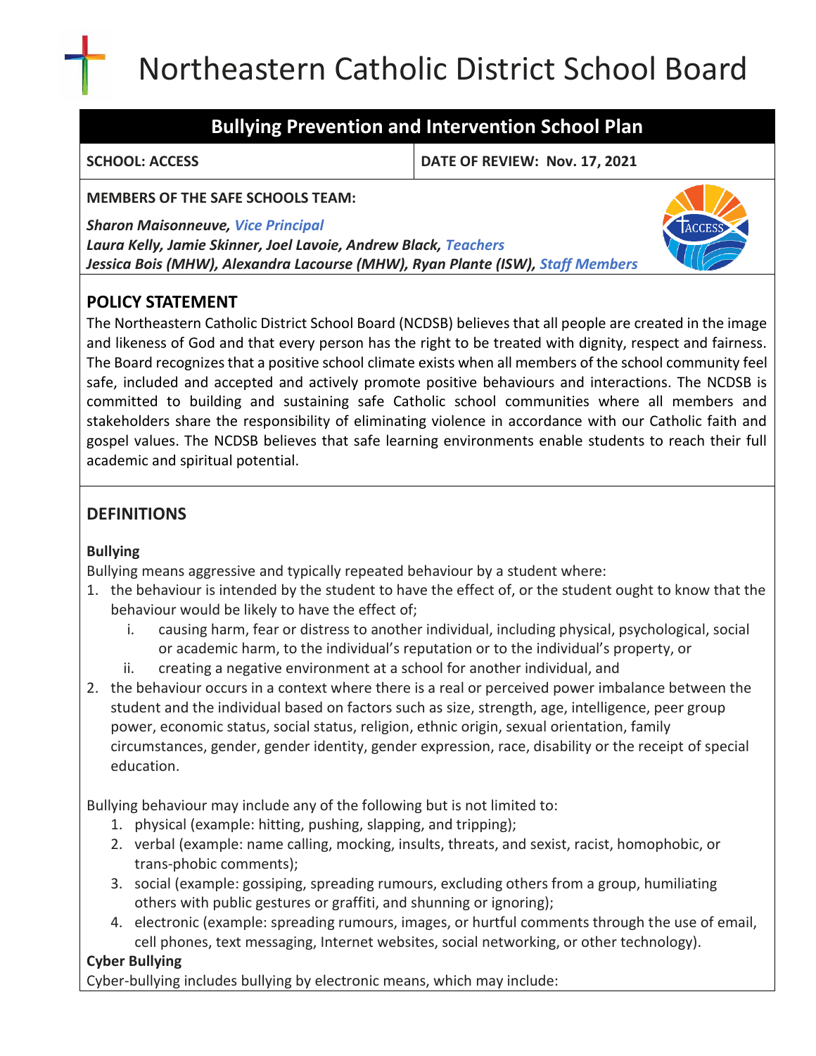# Northeastern Catholic District School Board

## Bullying Prevention and Intervention School Plan

| **SCHOOL: ACCESS** | **DATE OF REVIEW: Nov. 17, 2021** |
|---|---|

**MEMBERS OF THE SAFE SCHOOLS TEAM:**

***Sharon Maisonneuve, Vice Principal***
***Laura Kelly, Jamie Skinner, Joel Lavoie, Andrew Black, Teachers***
***Jessica Bois (MHW), Alexandra Lacourse (MHW), Ryan Plante (ISW), Staff Members***

## POLICY STATEMENT

The Northeastern Catholic District School Board (NCDSB) believes that all people are created in the image and likeness of God and that every person has the right to be treated with dignity, respect and fairness. The Board recognizes that a positive school climate exists when all members of the school community feel safe, included and accepted and actively promote positive behaviours and interactions. The NCDSB is committed to building and sustaining safe Catholic school communities where all members and stakeholders share the responsibility of eliminating violence in accordance with our Catholic faith and gospel values. The NCDSB believes that safe learning environments enable students to reach their full academic and spiritual potential.

## DEFINITIONS

**Bullying**

Bullying means aggressive and typically repeated behaviour by a student where:

1. the behaviour is intended by the student to have the effect of, or the student ought to know that the behaviour would be likely to have the effect of;
   i. causing harm, fear or distress to another individual, including physical, psychological, social or academic harm, to the individual's reputation or to the individual's property, or
   ii. creating a negative environment at a school for another individual, and
2. the behaviour occurs in a context where there is a real or perceived power imbalance between the student and the individual based on factors such as size, strength, age, intelligence, peer group power, economic status, social status, religion, ethnic origin, sexual orientation, family circumstances, gender, gender identity, gender expression, race, disability or the receipt of special education.

Bullying behaviour may include any of the following but is not limited to:

1. physical (example: hitting, pushing, slapping, and tripping);
2. verbal (example: name calling, mocking, insults, threats, and sexist, racist, homophobic, or trans-phobic comments);
3. social (example: gossiping, spreading rumours, excluding others from a group, humiliating others with public gestures or graffiti, and shunning or ignoring);
4. electronic (example: spreading rumours, images, or hurtful comments through the use of email, cell phones, text messaging, Internet websites, social networking, or other technology).

**Cyber Bullying**

Cyber-bullying includes bullying by electronic means, which may include: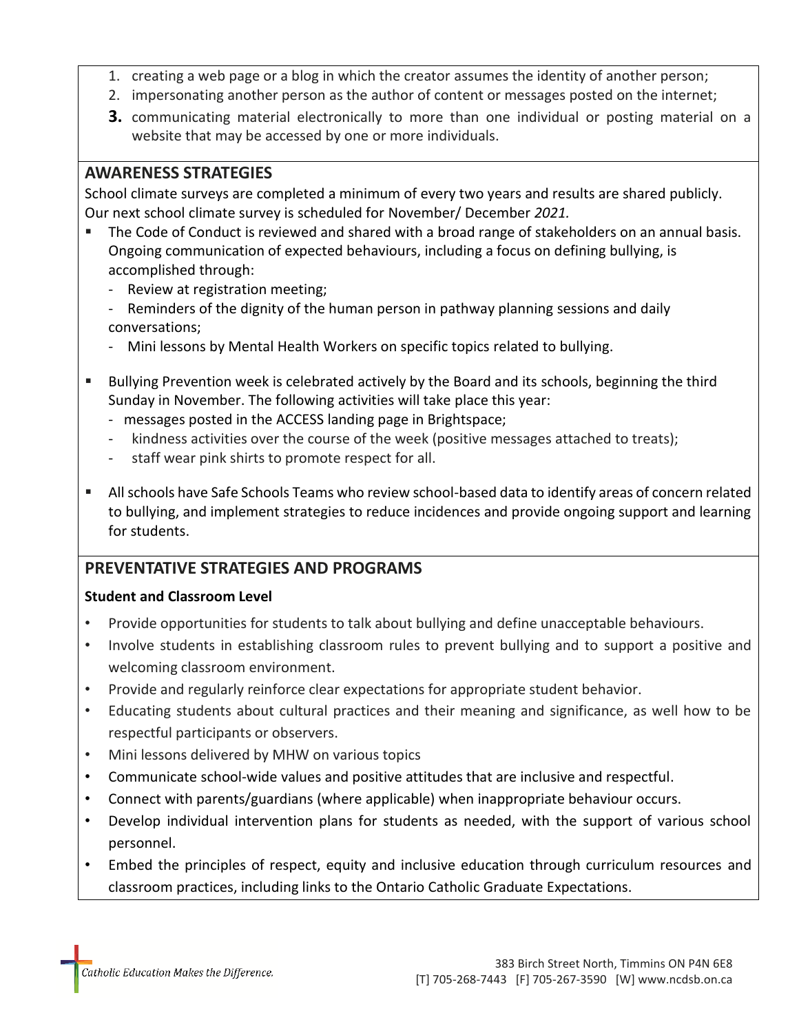1. creating a web page or a blog in which the creator assumes the identity of another person;
2. impersonating another person as the author of content or messages posted on the internet;
3. communicating material electronically to more than one individual or posting material on a website that may be accessed by one or more individuals.

## AWARENESS STRATEGIES

School climate surveys are completed a minimum of every two years and results are shared publicly. Our next school climate survey is scheduled for November/ December *2021.*

- The Code of Conduct is reviewed and shared with a broad range of stakeholders on an annual basis. Ongoing communication of expected behaviours, including a focus on defining bullying, is accomplished through:
  - Review at registration meeting;
  - Reminders of the dignity of the human person in pathway planning sessions and daily conversations;
  - Mini lessons by Mental Health Workers on specific topics related to bullying.
- Bullying Prevention week is celebrated actively by the Board and its schools, beginning the third Sunday in November. The following activities will take place this year:
  - messages posted in the ACCESS landing page in Brightspace;
  - kindness activities over the course of the week (positive messages attached to treats);
  - staff wear pink shirts to promote respect for all.
- All schools have Safe Schools Teams who review school-based data to identify areas of concern related to bullying, and implement strategies to reduce incidences and provide ongoing support and learning for students.

## PREVENTATIVE STRATEGIES AND PROGRAMS

**Student and Classroom Level**

- Provide opportunities for students to talk about bullying and define unacceptable behaviours.
- Involve students in establishing classroom rules to prevent bullying and to support a positive and welcoming classroom environment.
- Provide and regularly reinforce clear expectations for appropriate student behavior.
- Educating students about cultural practices and their meaning and significance, as well how to be respectful participants or observers.
- Mini lessons delivered by MHW on various topics
- Communicate school-wide values and positive attitudes that are inclusive and respectful.
- Connect with parents/guardians (where applicable) when inappropriate behaviour occurs.
- Develop individual intervention plans for students as needed, with the support of various school personnel.
- Embed the principles of respect, equity and inclusive education through curriculum resources and classroom practices, including links to the Ontario Catholic Graduate Expectations.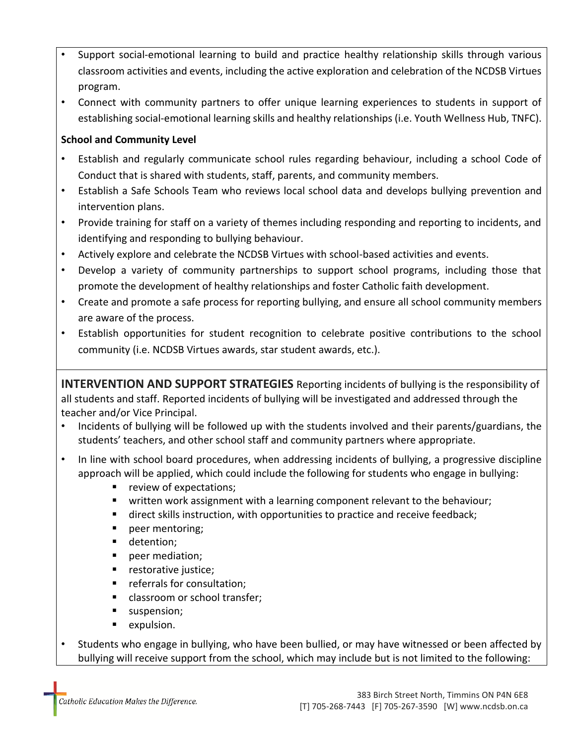- Support social-emotional learning to build and practice healthy relationship skills through various classroom activities and events, including the active exploration and celebration of the NCDSB Virtues program.
- Connect with community partners to offer unique learning experiences to students in support of establishing social-emotional learning skills and healthy relationships (i.e. Youth Wellness Hub, TNFC).

**School and Community Level**

- Establish and regularly communicate school rules regarding behaviour, including a school Code of Conduct that is shared with students, staff, parents, and community members.
- Establish a Safe Schools Team who reviews local school data and develops bullying prevention and intervention plans.
- Provide training for staff on a variety of themes including responding and reporting to incidents, and identifying and responding to bullying behaviour.
- Actively explore and celebrate the NCDSB Virtues with school-based activities and events.
- Develop a variety of community partnerships to support school programs, including those that promote the development of healthy relationships and foster Catholic faith development.
- Create and promote a safe process for reporting bullying, and ensure all school community members are aware of the process.
- Establish opportunities for student recognition to celebrate positive contributions to the school community (i.e. NCDSB Virtues awards, star student awards, etc.).

**INTERVENTION AND SUPPORT STRATEGIES** Reporting incidents of bullying is the responsibility of all students and staff. Reported incidents of bullying will be investigated and addressed through the teacher and/or Vice Principal.

- Incidents of bullying will be followed up with the students involved and their parents/guardians, the students' teachers, and other school staff and community partners where appropriate.
- In line with school board procedures, when addressing incidents of bullying, a progressive discipline approach will be applied, which could include the following for students who engage in bullying:
  - review of expectations;
  - written work assignment with a learning component relevant to the behaviour;
  - direct skills instruction, with opportunities to practice and receive feedback;
  - peer mentoring;
  - detention;
  - peer mediation;
  - restorative justice;
  - referrals for consultation;
  - classroom or school transfer;
  - suspension;
  - expulsion.
- Students who engage in bullying, who have been bullied, or may have witnessed or been affected by bullying will receive support from the school, which may include but is not limited to the following: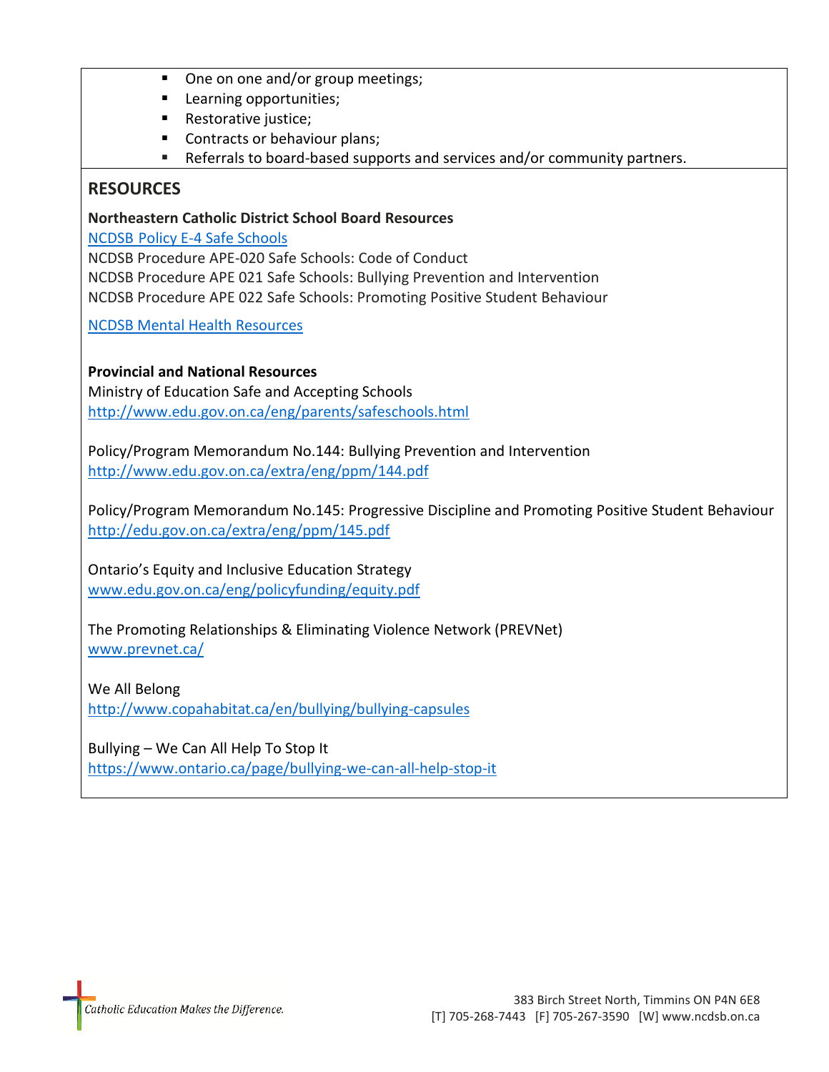- One on one and/or group meetings;
- Learning opportunities;
- Restorative justice;
- Contracts or behaviour plans;
- Referrals to board-based supports and services and/or community partners.

## RESOURCES

**Northeastern Catholic District School Board Resources**

NCDSB Policy E-4 Safe Schools
NCDSB Procedure APE-020 Safe Schools: Code of Conduct
NCDSB Procedure APE 021 Safe Schools: Bullying Prevention and Intervention
NCDSB Procedure APE 022 Safe Schools: Promoting Positive Student Behaviour

NCDSB Mental Health Resources

**Provincial and National Resources**

Ministry of Education Safe and Accepting Schools
http://www.edu.gov.on.ca/eng/parents/safeschools.html

Policy/Program Memorandum No.144: Bullying Prevention and Intervention
http://www.edu.gov.on.ca/extra/eng/ppm/144.pdf

Policy/Program Memorandum No.145: Progressive Discipline and Promoting Positive Student Behaviour
http://edu.gov.on.ca/extra/eng/ppm/145.pdf

Ontario's Equity and Inclusive Education Strategy
www.edu.gov.on.ca/eng/policyfunding/equity.pdf

The Promoting Relationships & Eliminating Violence Network (PREVNet)
www.prevnet.ca/

We All Belong
http://www.copahabitat.ca/en/bullying/bullying-capsules

Bullying – We Can All Help To Stop It
https://www.ontario.ca/page/bullying-we-can-all-help-stop-it